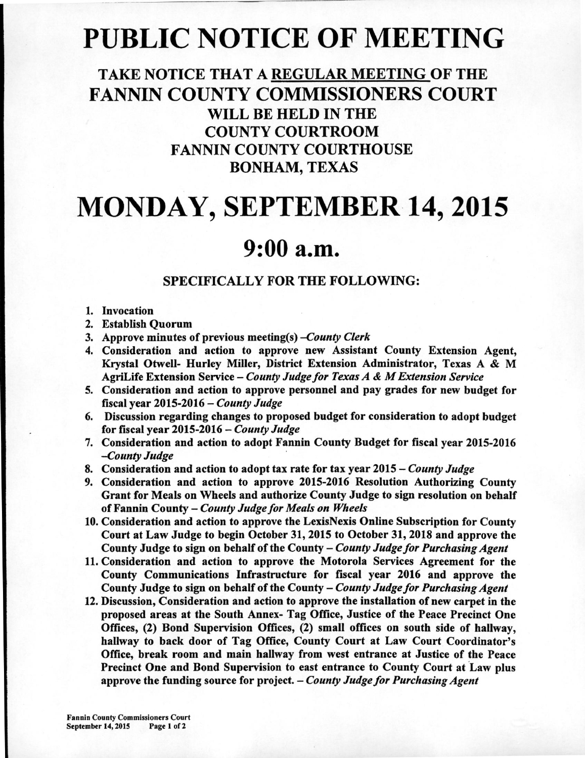# PUBLIC NOTICE OF MEETING

## TAKE NOTICE THAT A REGULAR MEETING OF THE FANNIN COUNTY COMMISSIONERS COURT

### WILL BE HELD IN THE COUNTY COURTROOM FANNIN COUNTY COURTHOUSE BONHAM, TEXAS

# MONDAY, SEPTEMBER 14, 2015

## 9:00 a.m.

### SPECIFICALLY FOR THE FOLLOWING:

1. **Invocation**
2. **Establish Quorum**
3. **Approve minutes of previous meeting(s) –*County Clerk***
4. **Consideration and action to approve new Assistant County Extension Agent, Krystal Otwell- Hurley Miller, District Extension Administrator, Texas A & M AgriLife Extension Service – *County Judge for Texas A & M Extension Service***
5. **Consideration and action to approve personnel and pay grades for new budget for fiscal year 2015-2016 – *County Judge***
6. **Discussion regarding changes to proposed budget for consideration to adopt budget for fiscal year 2015-2016 – *County Judge***
7. **Consideration and action to adopt Fannin County Budget for fiscal year 2015-2016 –*County Judge***
8. **Consideration and action to adopt tax rate for tax year 2015 – *County Judge***
9. **Consideration and action to approve 2015-2016 Resolution Authorizing County Grant for Meals on Wheels and authorize County Judge to sign resolution on behalf of Fannin County – *County Judge for Meals on Wheels***
10. **Consideration and action to approve the LexisNexis Online Subscription for County Court at Law Judge to begin October 31, 2015 to October 31, 2018 and approve the County Judge to sign on behalf of the County – *County Judge for Purchasing Agent***
11. **Consideration and action to approve the Motorola Services Agreement for the County Communications Infrastructure for fiscal year 2016 and approve the County Judge to sign on behalf of the County – *County Judge for Purchasing Agent***
12. **Discussion, Consideration and action to approve the installation of new carpet in the proposed areas at the South Annex- Tag Office, Justice of the Peace Precinct One Offices, (2) Bond Supervision Offices, (2) small offices on south side of hallway, hallway to back door of Tag Office, County Court at Law Court Coordinator's Office, break room and main hallway from west entrance at Justice of the Peace Precinct One and Bond Supervision to east entrance to County Court at Law plus approve the funding source for project. – *County Judge for Purchasing Agent***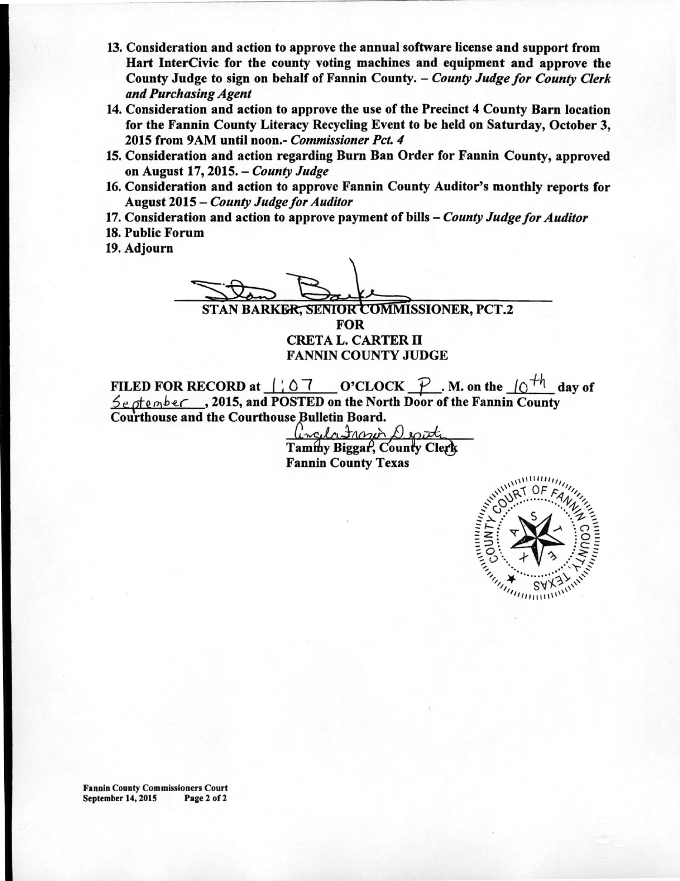13. **Consideration and action to approve the annual software license and support from Hart InterCivic for the county voting machines and equipment and approve the County Judge to sign on behalf of Fannin County. –** ***County Judge for County Clerk and Purchasing Agent***
14. **Consideration and action to approve the use of the Precinct 4 County Barn location for the Fannin County Literacy Recycling Event to be held on Saturday, October 3, 2015 from 9AM until noon.-** ***Commissioner Pct. 4***
15. **Consideration and action regarding Burn Ban Order for Fannin County, approved on August 17, 2015. –** ***County Judge***
16. **Consideration and action to approve Fannin County Auditor's monthly reports for August 2015 –** ***County Judge for Auditor***
17. **Consideration and action to approve payment of bills –** ***County Judge for Auditor***
18. **Public Forum**
19. **Adjourn**

**STAN BARKER, SENIOR COMMISSIONER, PCT.2**
**FOR**
**CRETA L. CARTER II**
**FANNIN COUNTY JUDGE**

**FILED FOR RECORD at** 1:07 **O'CLOCK** P**. M. on the** 10th **day of** September**, 2015, and POSTED on the North Door of the Fannin County Courthouse and the Courthouse Bulletin Board.**

Angela Frazier Deputy
**Tammy Biggar, County Clerk**
**Fannin County Texas**

COUNTY COURT OF FANNIN COUNTY, TEXAS